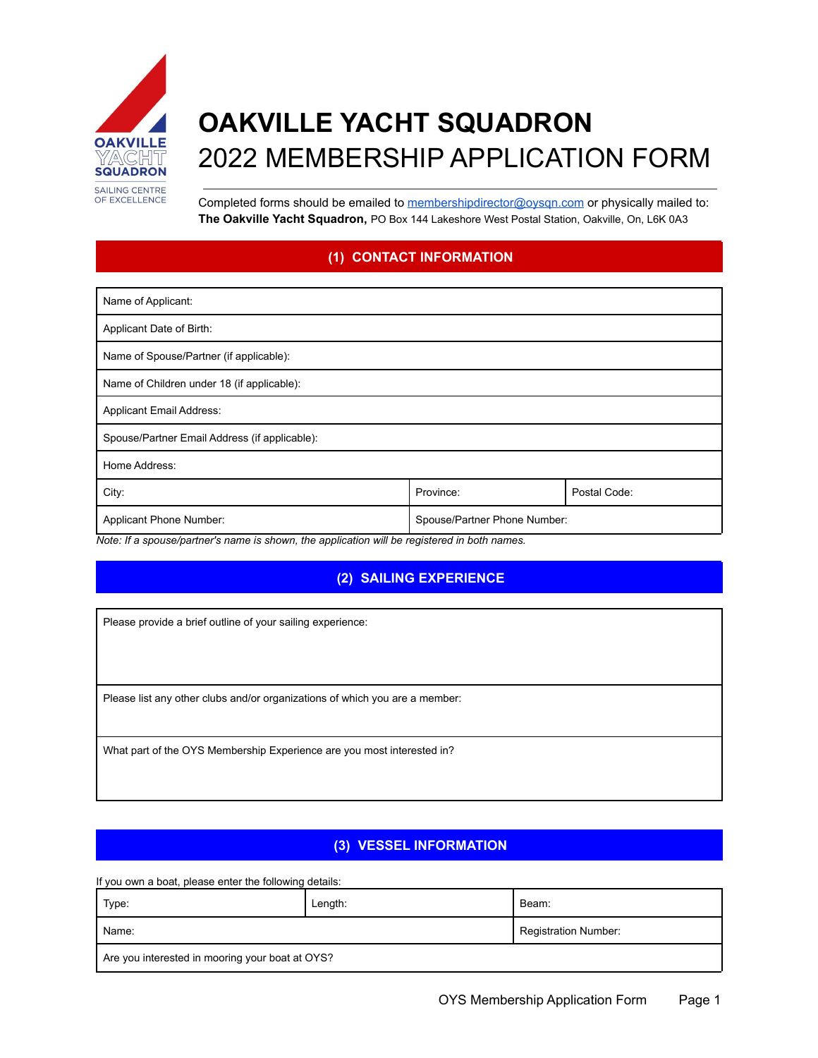# OAKVILLE YACHT SQUADRON

## 2022 MEMBERSHIP APPLICATION FORM

Completed forms should be emailed to membershipdirector@oysqn.com or physically mailed to:
**The Oakville Yacht Squadron,** PO Box 144 Lakeshore West Postal Station, Oakville, On, L6K 0A3

## (1) CONTACT INFORMATION

| Name of Applicant: | | |
|---|---|---|
| Applicant Date of Birth: | | |
| Name of Spouse/Partner (if applicable): | | |
| Name of Children under 18 (if applicable): | | |
| Applicant Email Address: | | |
| Spouse/Partner Email Address (if applicable): | | |
| Home Address: | | |
| City: | Province: | Postal Code: |
| Applicant Phone Number: | Spouse/Partner Phone Number: | |

*Note: If a spouse/partner's name is shown, the application will be registered in both names.*

## (2) SAILING EXPERIENCE

Please provide a brief outline of your sailing experience:

Please list any other clubs and/or organizations of which you are a member:

What part of the OYS Membership Experience are you most interested in?

## (3) VESSEL INFORMATION

If you own a boat, please enter the following details:

| Type: | Length: | Beam: |
|---|---|---|
| Name: | | Registration Number: |
| Are you interested in mooring your boat at OYS? | | |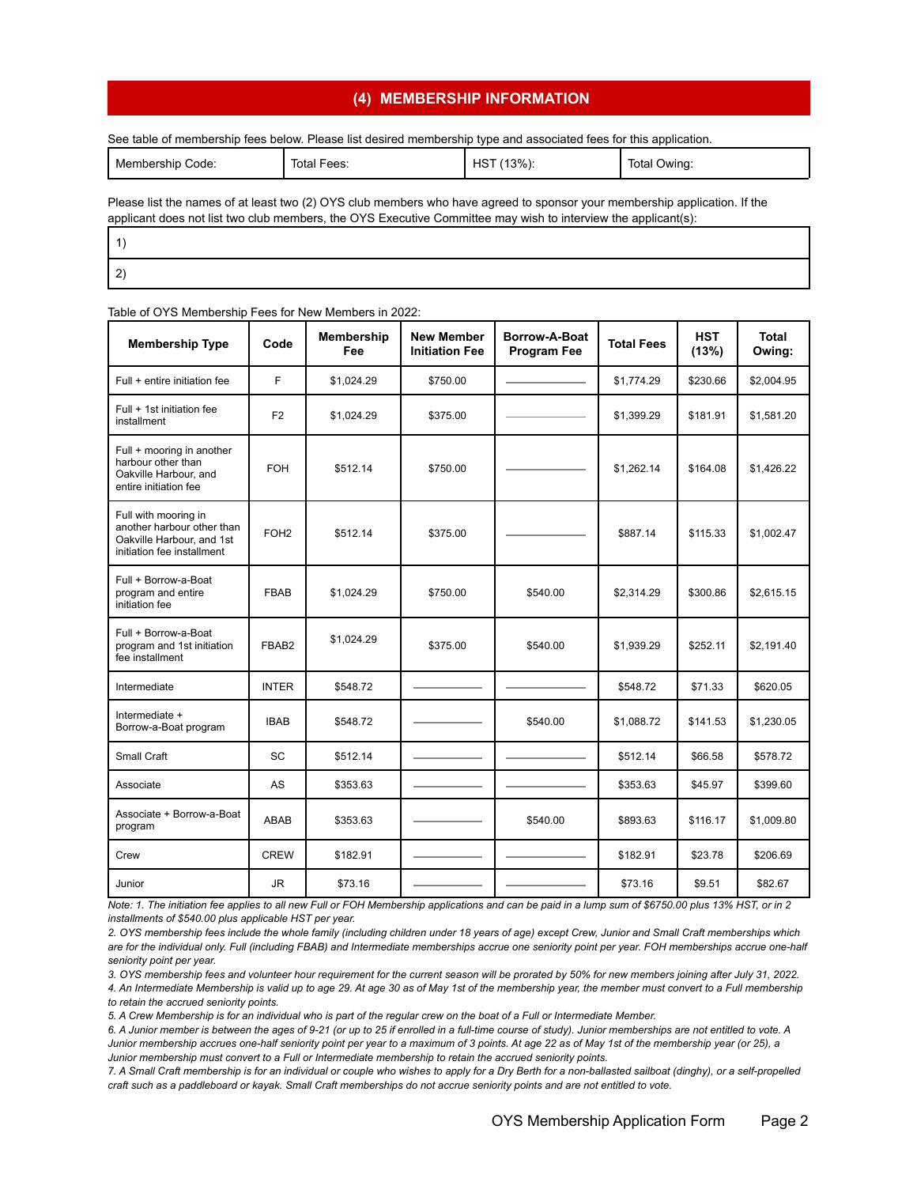## (4) MEMBERSHIP INFORMATION

See table of membership fees below. Please list desired membership type and associated fees for this application.

| Membership Code: | Total Fees: | HST (13%): | Total Owing: |
|---|---|---|---|

Please list the names of at least two (2) OYS club members who have agreed to sponsor your membership application. If the applicant does not list two club members, the OYS Executive Committee may wish to interview the applicant(s):

| |
|---|
| 1) |
| 2) |

Table of OYS Membership Fees for New Members in 2022:

| Membership Type | Code | Membership Fee | New Member Initiation Fee | Borrow-A-Boat Program Fee | Total Fees | HST (13%) | Total Owing: |
|---|---|---|---|---|---|---|---|
| Full + entire initiation fee | F | $1,024.29 | $750.00 | ———— | $1,774.29 | $230.66 | $2,004.95 |
| Full + 1st initiation fee installment | F2 | $1,024.29 | $375.00 | ———— | $1,399.29 | $181.91 | $1,581.20 |
| Full + mooring in another harbour other than Oakville Harbour, and entire initiation fee | FOH | $512.14 | $750.00 | ———— | $1,262.14 | $164.08 | $1,426.22 |
| Full with mooring in another harbour other than Oakville Harbour, and 1st initiation fee installment | FOH2 | $512.14 | $375.00 | ———— | $887.14 | $115.33 | $1,002.47 |
| Full + Borrow-a-Boat program and entire initiation fee | FBAB | $1,024.29 | $750.00 | $540.00 | $2,314.29 | $300.86 | $2,615.15 |
| Full + Borrow-a-Boat program and 1st initiation fee installment | FBAB2 | $1,024.29 | $375.00 | $540.00 | $1,939.29 | $252.11 | $2,191.40 |
| Intermediate | INTER | $548.72 | ———— | ———— | $548.72 | $71.33 | $620.05 |
| Intermediate + Borrow-a-Boat program | IBAB | $548.72 | ———— | $540.00 | $1,088.72 | $141.53 | $1,230.05 |
| Small Craft | SC | $512.14 | ———— | ———— | $512.14 | $66.58 | $578.72 |
| Associate | AS | $353.63 | ———— | ———— | $353.63 | $45.97 | $399.60 |
| Associate + Borrow-a-Boat program | ABAB | $353.63 | ———— | $540.00 | $893.63 | $116.17 | $1,009.80 |
| Crew | CREW | $182.91 | ———— | ———— | $182.91 | $23.78 | $206.69 |
| Junior | JR | $73.16 | ———— | ———— | $73.16 | $9.51 | $82.67 |

*Note: 1. The initiation fee applies to all new Full or FOH Membership applications and can be paid in a lump sum of $6750.00 plus 13% HST, or in 2 installments of $540.00 plus applicable HST per year.*

*2. OYS membership fees include the whole family (including children under 18 years of age) except Crew, Junior and Small Craft memberships which are for the individual only. Full (including FBAB) and Intermediate memberships accrue one seniority point per year. FOH memberships accrue one-half seniority point per year.*

*3. OYS membership fees and volunteer hour requirement for the current season will be prorated by 50% for new members joining after July 31, 2022.*

*4. An Intermediate Membership is valid up to age 29. At age 30 as of May 1st of the membership year, the member must convert to a Full membership to retain the accrued seniority points.*

*5. A Crew Membership is for an individual who is part of the regular crew on the boat of a Full or Intermediate Member.*

*6. A Junior member is between the ages of 9-21 (or up to 25 if enrolled in a full-time course of study). Junior memberships are not entitled to vote. A Junior membership accrues one-half seniority point per year to a maximum of 3 points. At age 22 as of May 1st of the membership year (or 25), a Junior membership must convert to a Full or Intermediate membership to retain the accrued seniority points.*

*7. A Small Craft membership is for an individual or couple who wishes to apply for a Dry Berth for a non-ballasted sailboat (dinghy), or a self-propelled craft such as a paddleboard or kayak. Small Craft memberships do not accrue seniority points and are not entitled to vote.*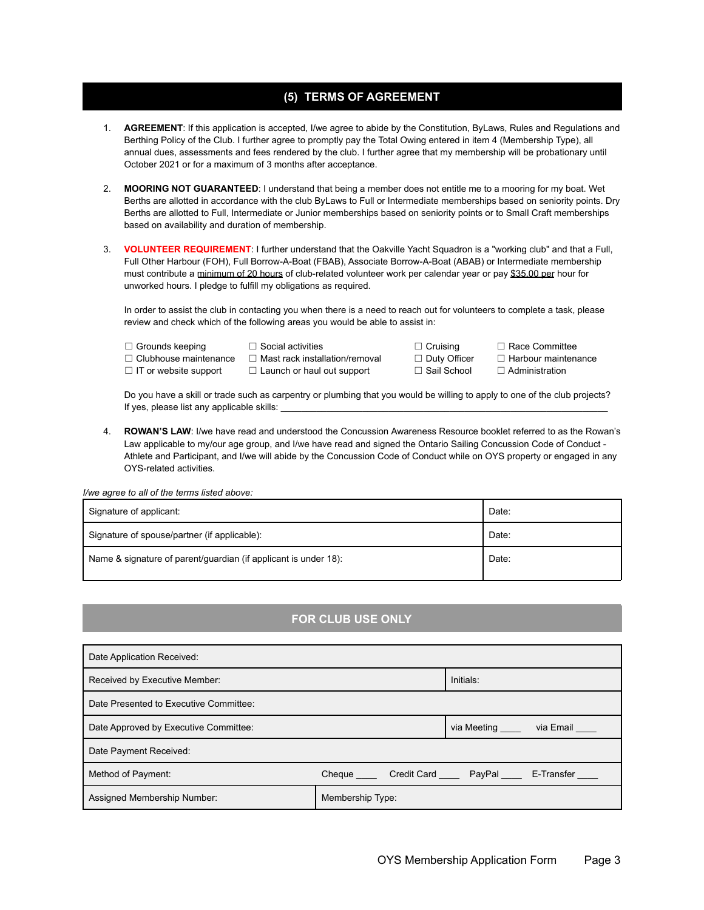## (5) TERMS OF AGREEMENT

1. **AGREEMENT**: If this application is accepted, I/we agree to abide by the Constitution, ByLaws, Rules and Regulations and Berthing Policy of the Club. I further agree to promptly pay the Total Owing entered in item 4 (Membership Type), all annual dues, assessments and fees rendered by the club. I further agree that my membership will be probationary until October 2021 or for a maximum of 3 months after acceptance.

2. **MOORING NOT GUARANTEED**: I understand that being a member does not entitle me to a mooring for my boat. Wet Berths are allotted in accordance with the club ByLaws to Full or Intermediate memberships based on seniority points. Dry Berths are allotted to Full, Intermediate or Junior memberships based on seniority points or to Small Craft memberships based on availability and duration of membership.

3. **VOLUNTEER REQUIREMENT**: I further understand that the Oakville Yacht Squadron is a "working club" and that a Full, Full Other Harbour (FOH), Full Borrow-A-Boat (FBAB), Associate Borrow-A-Boat (ABAB) or Intermediate membership must contribute a minimum of 20 hours of club-related volunteer work per calendar year or pay $35.00 per hour for unworked hours. I pledge to fulfill my obligations as required.

   In order to assist the club in contacting you when there is a need to reach out for volunteers to complete a task, please review and check which of the following areas you would be able to assist in:

   ☐ Grounds keeping ☐ Social activities ☐ Cruising ☐ Race Committee
   ☐ Clubhouse maintenance ☐ Mast rack installation/removal ☐ Duty Officer ☐ Harbour maintenance
   ☐ IT or website support ☐ Launch or haul out support ☐ Sail School ☐ Administration

   Do you have a skill or trade such as carpentry or plumbing that you would be willing to apply to one of the club projects? If yes, please list any applicable skills: ______________________________________________________________

4. **ROWAN'S LAW**: I/we have read and understood the Concussion Awareness Resource booklet referred to as the Rowan's Law applicable to my/our age group, and I/we have read and signed the Ontario Sailing Concussion Code of Conduct - Athlete and Participant, and I/we will abide by the Concussion Code of Conduct while on OYS property or engaged in any OYS-related activities.

*I/we agree to all of the terms listed above:*

| | |
|---|---|
| Signature of applicant: | Date: |
| Signature of spouse/partner (if applicable): | Date: |
| Name & signature of parent/guardian (if applicant is under 18): | Date: |

## FOR CLUB USE ONLY

| | |
|---|---|
| Date Application Received: | |
| Received by Executive Member: | Initials: |
| Date Presented to Executive Committee: | |
| Date Approved by Executive Committee: | via Meeting ____ via Email ____ |
| Date Payment Received: | |
| Method of Payment: | Cheque ____ Credit Card ____ PayPal ____ E-Transfer ____ |
| Assigned Membership Number: | Membership Type: |